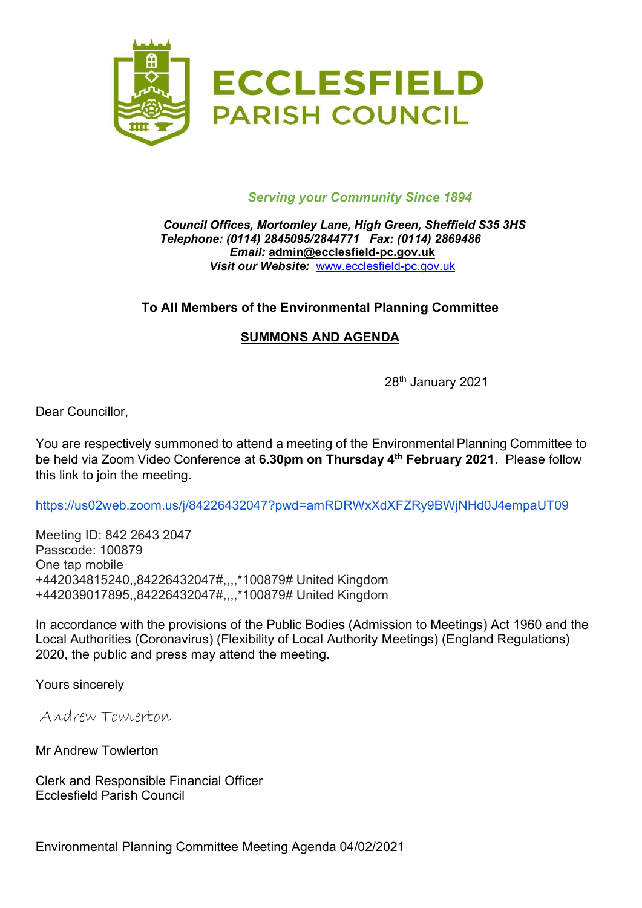# ECCLESFIELD PARISH COUNCIL

*Serving your Community Since 1894*

***Council Offices, Mortomley Lane, High Green, Sheffield S35 3HS***
***Telephone: (0114) 2845095/2844771 Fax: (0114) 2869486***
***Email:* admin@ecclesfield-pc.gov.uk**
***Visit our Website:*** www.ecclesfield-pc.gov.uk

**To All Members of the Environmental Planning Committee**

**SUMMONS AND AGENDA**

28th January 2021

Dear Councillor,

You are respectively summoned to attend a meeting of the Environmental Planning Committee to be held via Zoom Video Conference at **6.30pm on Thursday 4th February 2021**. Please follow this link to join the meeting.

https://us02web.zoom.us/j/84226432047?pwd=amRDRWxXdXFZRy9BWjNHd0J4empaUT09

Meeting ID: 842 2643 2047
Passcode: 100879
One tap mobile
+442034815240,,84226432047#,,,,*100879# United Kingdom
+442039017895,,84226432047#,,,,*100879# United Kingdom

In accordance with the provisions of the Public Bodies (Admission to Meetings) Act 1960 and the Local Authorities (Coronavirus) (Flexibility of Local Authority Meetings) (England Regulations) 2020, the public and press may attend the meeting.

Yours sincerely

Andrew Towlerton

Mr Andrew Towlerton

Clerk and Responsible Financial Officer
Ecclesfield Parish Council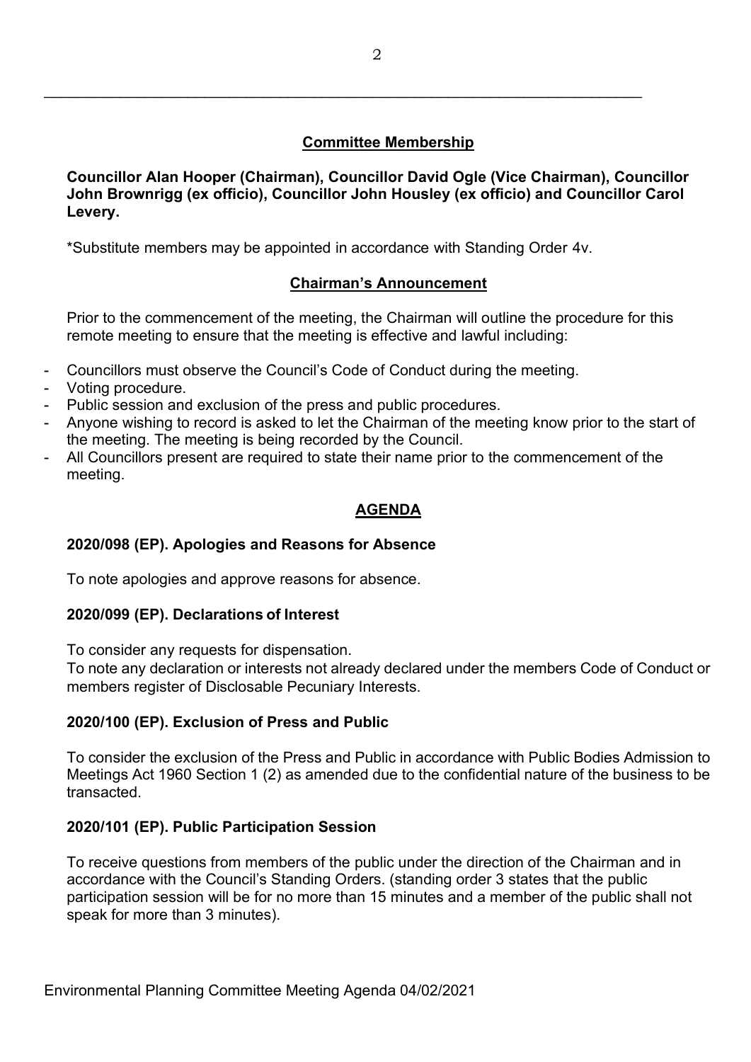## Committee Membership

**Councillor Alan Hooper (Chairman), Councillor David Ogle (Vice Chairman), Councillor John Brownrigg (ex officio), Councillor John Housley (ex officio) and Councillor Carol Levery.**

*Substitute members may be appointed in accordance with Standing Order 4v.

## Chairman's Announcement

Prior to the commencement of the meeting, the Chairman will outline the procedure for this remote meeting to ensure that the meeting is effective and lawful including:

- Councillors must observe the Council's Code of Conduct during the meeting.
- Voting procedure.
- Public session and exclusion of the press and public procedures.
- Anyone wishing to record is asked to let the Chairman of the meeting know prior to the start of the meeting. The meeting is being recorded by the Council.
- All Councillors present are required to state their name prior to the commencement of the meeting.

## AGENDA

### 2020/098 (EP). Apologies and Reasons for Absence

To note apologies and approve reasons for absence.

### 2020/099 (EP). Declarations of Interest

To consider any requests for dispensation.
To note any declaration or interests not already declared under the members Code of Conduct or members register of Disclosable Pecuniary Interests.

### 2020/100 (EP). Exclusion of Press and Public

To consider the exclusion of the Press and Public in accordance with Public Bodies Admission to Meetings Act 1960 Section 1 (2) as amended due to the confidential nature of the business to be transacted.

### 2020/101 (EP). Public Participation Session

To receive questions from members of the public under the direction of the Chairman and in accordance with the Council's Standing Orders. (standing order 3 states that the public participation session will be for no more than 15 minutes and a member of the public shall not speak for more than 3 minutes).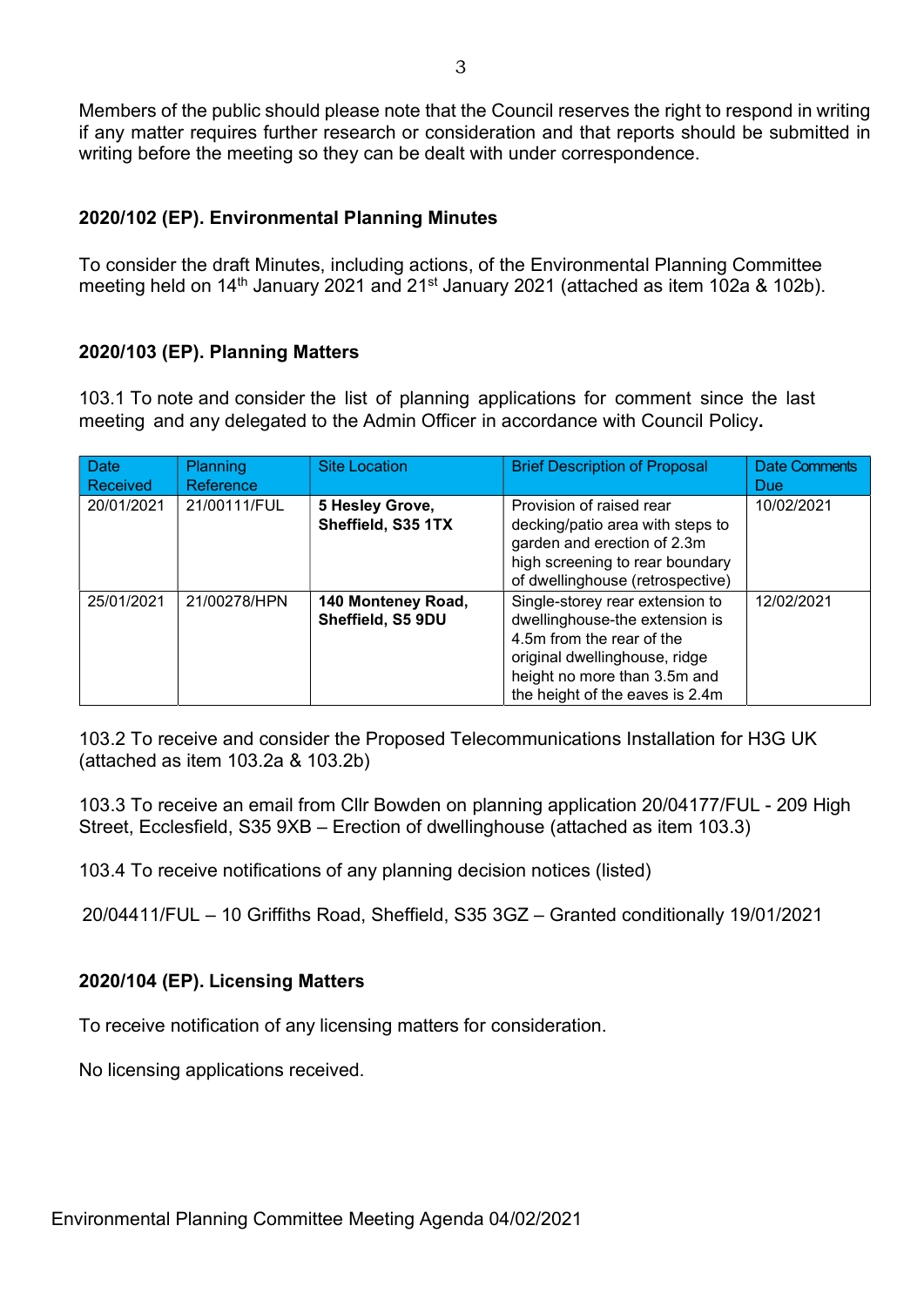Members of the public should please note that the Council reserves the right to respond in writing if any matter requires further research or consideration and that reports should be submitted in writing before the meeting so they can be dealt with under correspondence.

### 2020/102 (EP). Environmental Planning Minutes

To consider the draft Minutes, including actions, of the Environmental Planning Committee meeting held on 14th January 2021 and 21st January 2021 (attached as item 102a & 102b).

### 2020/103 (EP). Planning Matters

103.1 To note and consider the list of planning applications for comment since the last meeting and any delegated to the Admin Officer in accordance with Council Policy**.**

| Date Received | Planning Reference | Site Location | Brief Description of Proposal | Date Comments Due |
|---|---|---|---|---|
| 20/01/2021 | 21/00111/FUL | **5 Hesley Grove, Sheffield, S35 1TX** | Provision of raised rear decking/patio area with steps to garden and erection of 2.3m high screening to rear boundary of dwellinghouse (retrospective) | 10/02/2021 |
| 25/01/2021 | 21/00278/HPN | **140 Monteney Road, Sheffield, S5 9DU** | Single-storey rear extension to dwellinghouse-the extension is 4.5m from the rear of the original dwellinghouse, ridge height no more than 3.5m and the height of the eaves is 2.4m | 12/02/2021 |

103.2 To receive and consider the Proposed Telecommunications Installation for H3G UK (attached as item 103.2a & 103.2b)

103.3 To receive an email from Cllr Bowden on planning application 20/04177/FUL - 209 High Street, Ecclesfield, S35 9XB – Erection of dwellinghouse (attached as item 103.3)

103.4 To receive notifications of any planning decision notices (listed)

20/04411/FUL – 10 Griffiths Road, Sheffield, S35 3GZ – Granted conditionally 19/01/2021

### 2020/104 (EP). Licensing Matters

To receive notification of any licensing matters for consideration.

No licensing applications received.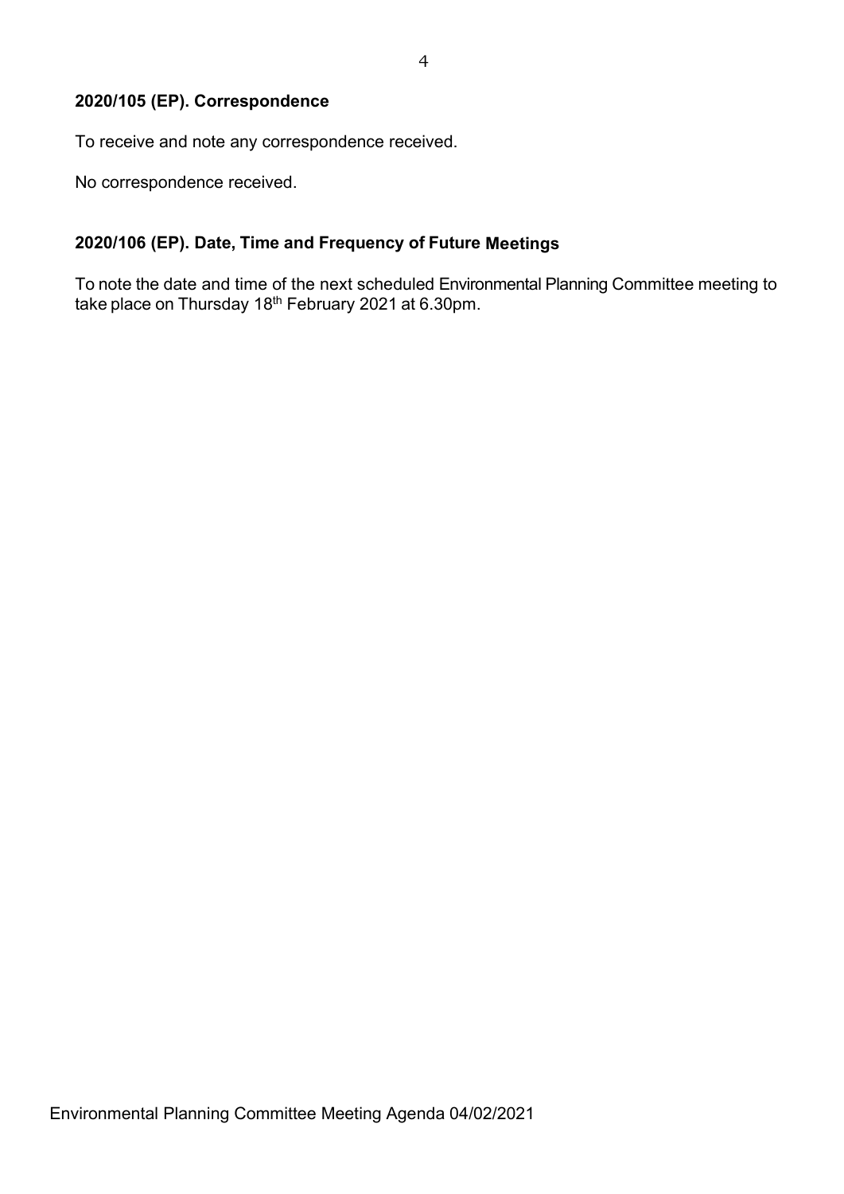**2020/105 (EP). Correspondence**

To receive and note any correspondence received.

No correspondence received.

**2020/106 (EP). Date, Time and Frequency of Future Meetings**

To note the date and time of the next scheduled Environmental Planning Committee meeting to take place on Thursday 18th February 2021 at 6.30pm.